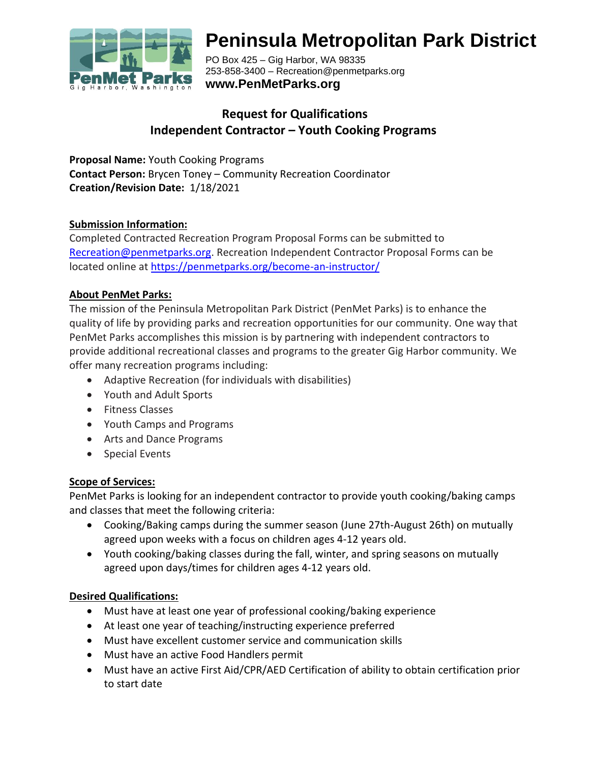# Peninsula Metropolitan Park District

PO Box 425 – Gig Harbor, WA 98335
253-858-3400 – Recreation@penmetparks.org
**www.PenMetParks.org**

## Request for Qualifications
## Independent Contractor – Youth Cooking Programs

**Proposal Name:** Youth Cooking Programs
**Contact Person:** Brycen Toney – Community Recreation Coordinator
**Creation/Revision Date:** 1/18/2021

### Submission Information:

Completed Contracted Recreation Program Proposal Forms can be submitted to Recreation@penmetparks.org. Recreation Independent Contractor Proposal Forms can be located online at https://penmetparks.org/become-an-instructor/

### About PenMet Parks:

The mission of the Peninsula Metropolitan Park District (PenMet Parks) is to enhance the quality of life by providing parks and recreation opportunities for our community. One way that PenMet Parks accomplishes this mission is by partnering with independent contractors to provide additional recreational classes and programs to the greater Gig Harbor community. We offer many recreation programs including:

- Adaptive Recreation (for individuals with disabilities)
- Youth and Adult Sports
- Fitness Classes
- Youth Camps and Programs
- Arts and Dance Programs
- Special Events

### Scope of Services:

PenMet Parks is looking for an independent contractor to provide youth cooking/baking camps and classes that meet the following criteria:

- Cooking/Baking camps during the summer season (June 27th-August 26th) on mutually agreed upon weeks with a focus on children ages 4-12 years old.
- Youth cooking/baking classes during the fall, winter, and spring seasons on mutually agreed upon days/times for children ages 4-12 years old.

### Desired Qualifications:

- Must have at least one year of professional cooking/baking experience
- At least one year of teaching/instructing experience preferred
- Must have excellent customer service and communication skills
- Must have an active Food Handlers permit
- Must have an active First Aid/CPR/AED Certification of ability to obtain certification prior to start date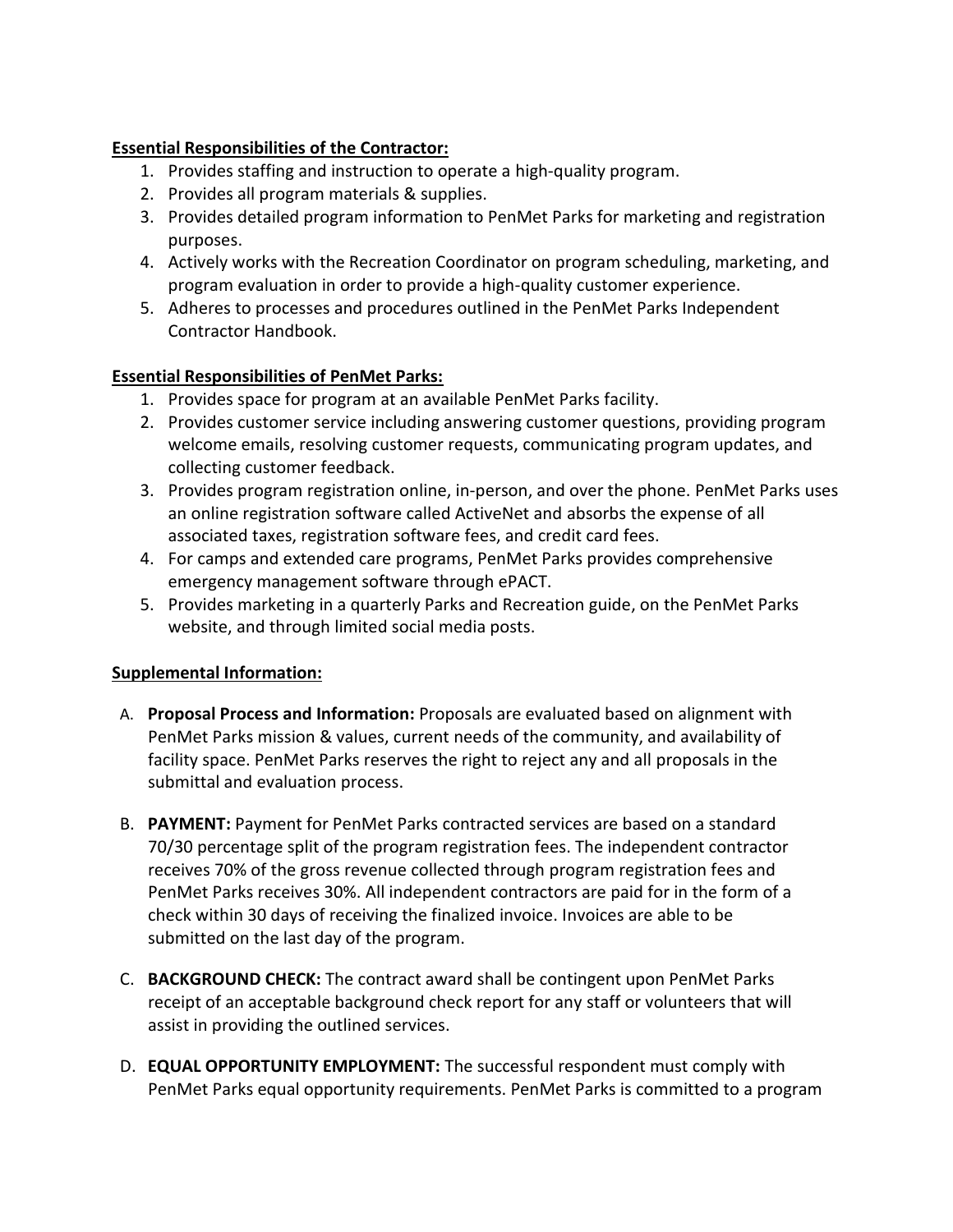**Essential Responsibilities of the Contractor:**

1. Provides staffing and instruction to operate a high-quality program.
2. Provides all program materials & supplies.
3. Provides detailed program information to PenMet Parks for marketing and registration purposes.
4. Actively works with the Recreation Coordinator on program scheduling, marketing, and program evaluation in order to provide a high-quality customer experience.
5. Adheres to processes and procedures outlined in the PenMet Parks Independent Contractor Handbook.

**Essential Responsibilities of PenMet Parks:**

1. Provides space for program at an available PenMet Parks facility.
2. Provides customer service including answering customer questions, providing program welcome emails, resolving customer requests, communicating program updates, and collecting customer feedback.
3. Provides program registration online, in-person, and over the phone. PenMet Parks uses an online registration software called ActiveNet and absorbs the expense of all associated taxes, registration software fees, and credit card fees.
4. For camps and extended care programs, PenMet Parks provides comprehensive emergency management software through ePACT.
5. Provides marketing in a quarterly Parks and Recreation guide, on the PenMet Parks website, and through limited social media posts.

**Supplemental Information:**

A. **Proposal Process and Information:** Proposals are evaluated based on alignment with PenMet Parks mission & values, current needs of the community, and availability of facility space. PenMet Parks reserves the right to reject any and all proposals in the submittal and evaluation process.

B. **PAYMENT:** Payment for PenMet Parks contracted services are based on a standard 70/30 percentage split of the program registration fees. The independent contractor receives 70% of the gross revenue collected through program registration fees and PenMet Parks receives 30%. All independent contractors are paid for in the form of a check within 30 days of receiving the finalized invoice. Invoices are able to be submitted on the last day of the program.

C. **BACKGROUND CHECK:** The contract award shall be contingent upon PenMet Parks receipt of an acceptable background check report for any staff or volunteers that will assist in providing the outlined services.

D. **EQUAL OPPORTUNITY EMPLOYMENT:** The successful respondent must comply with PenMet Parks equal opportunity requirements. PenMet Parks is committed to a program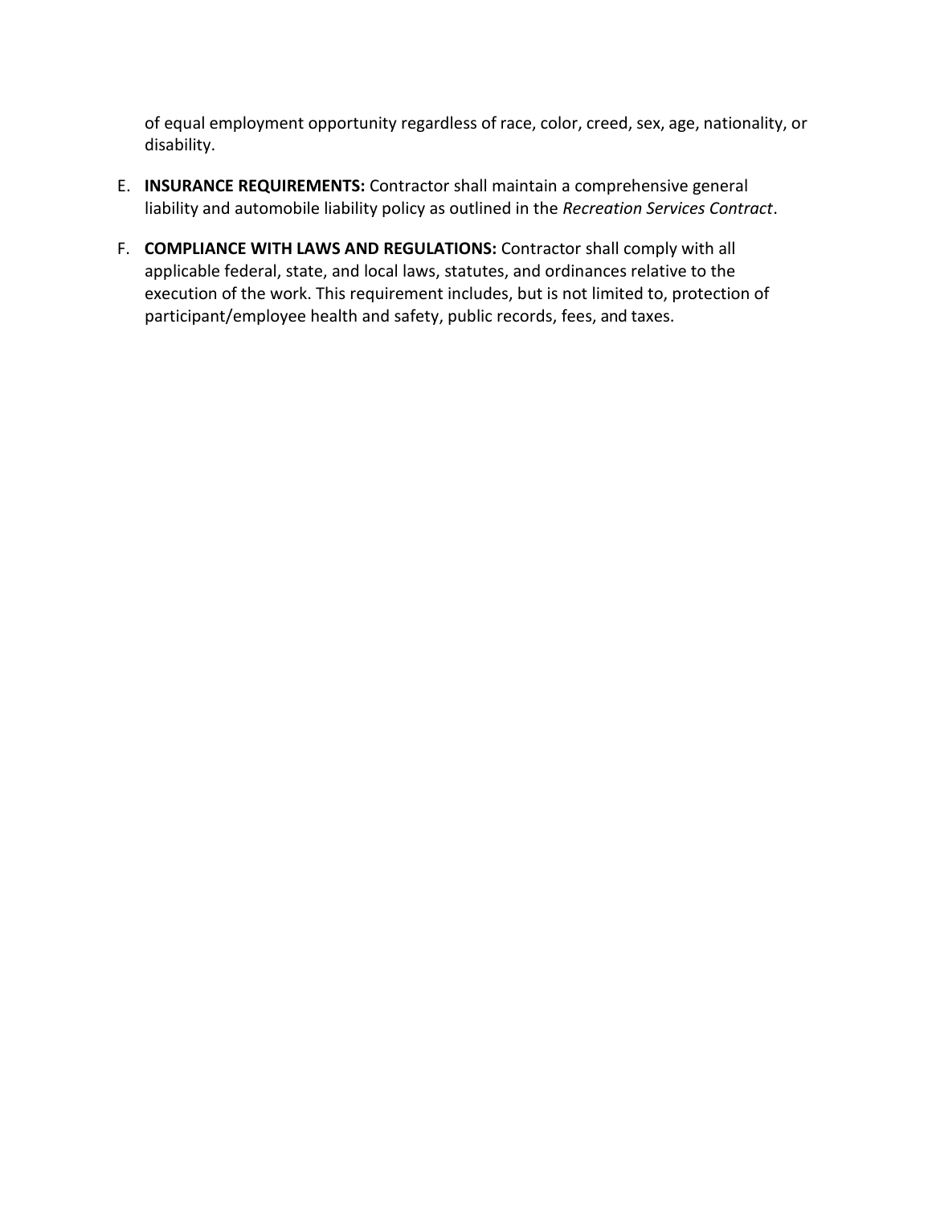of equal employment opportunity regardless of race, color, creed, sex, age, nationality, or disability.

E. **INSURANCE REQUIREMENTS:** Contractor shall maintain a comprehensive general liability and automobile liability policy as outlined in the *Recreation Services Contract*.

F. **COMPLIANCE WITH LAWS AND REGULATIONS:** Contractor shall comply with all applicable federal, state, and local laws, statutes, and ordinances relative to the execution of the work. This requirement includes, but is not limited to, protection of participant/employee health and safety, public records, fees, and taxes.